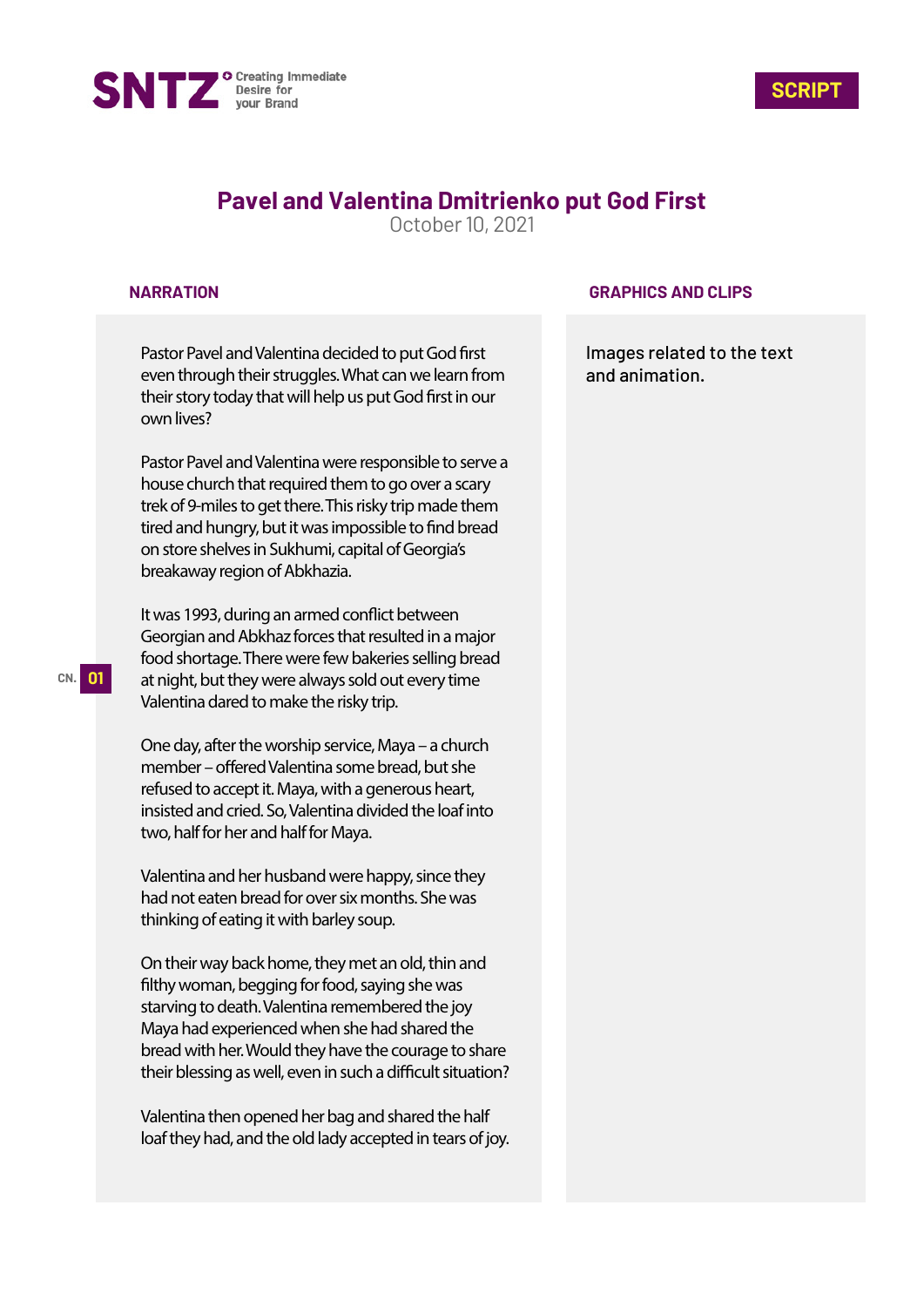SNTZ Creating Immediate Desire for your Brand

SCRIPT

# Pavel and Valentina Dmitrienko put God First

October 10, 2021

| NARRATION | GRAPHICS AND CLIPS |
| --- | --- |
| Pastor Pavel and Valentina decided to put God first even through their struggles. What can we learn from their story today that will help us put God first in our own lives?<br><br>Pastor Pavel and Valentina were responsible to serve a house church that required them to go over a scary trek of 9-miles to get there. This risky trip made them tired and hungry, but it was impossible to find bread on store shelves in Sukhumi, capital of Georgia's breakaway region of Abkhazia.<br><br>It was 1993, during an armed conflict between Georgian and Abkhaz forces that resulted in a major food shortage. There were few bakeries selling bread at night, but they were always sold out every time Valentina dared to make the risky trip.<br><br>One day, after the worship service, Maya – a church member – offered Valentina some bread, but she refused to accept it. Maya, with a generous heart, insisted and cried. So, Valentina divided the loaf into two, half for her and half for Maya.<br><br>Valentina and her husband were happy, since they had not eaten bread for over six months. She was thinking of eating it with barley soup.<br><br>On their way back home, they met an old, thin and filthy woman, begging for food, saying she was starving to death. Valentina remembered the joy Maya had experienced when she had shared the bread with her. Would they have the courage to share their blessing as well, even in such a difficult situation?<br><br>Valentina then opened her bag and shared the half loaf they had, and the old lady accepted in tears of joy. | Images related to the text and animation. |

CN. 01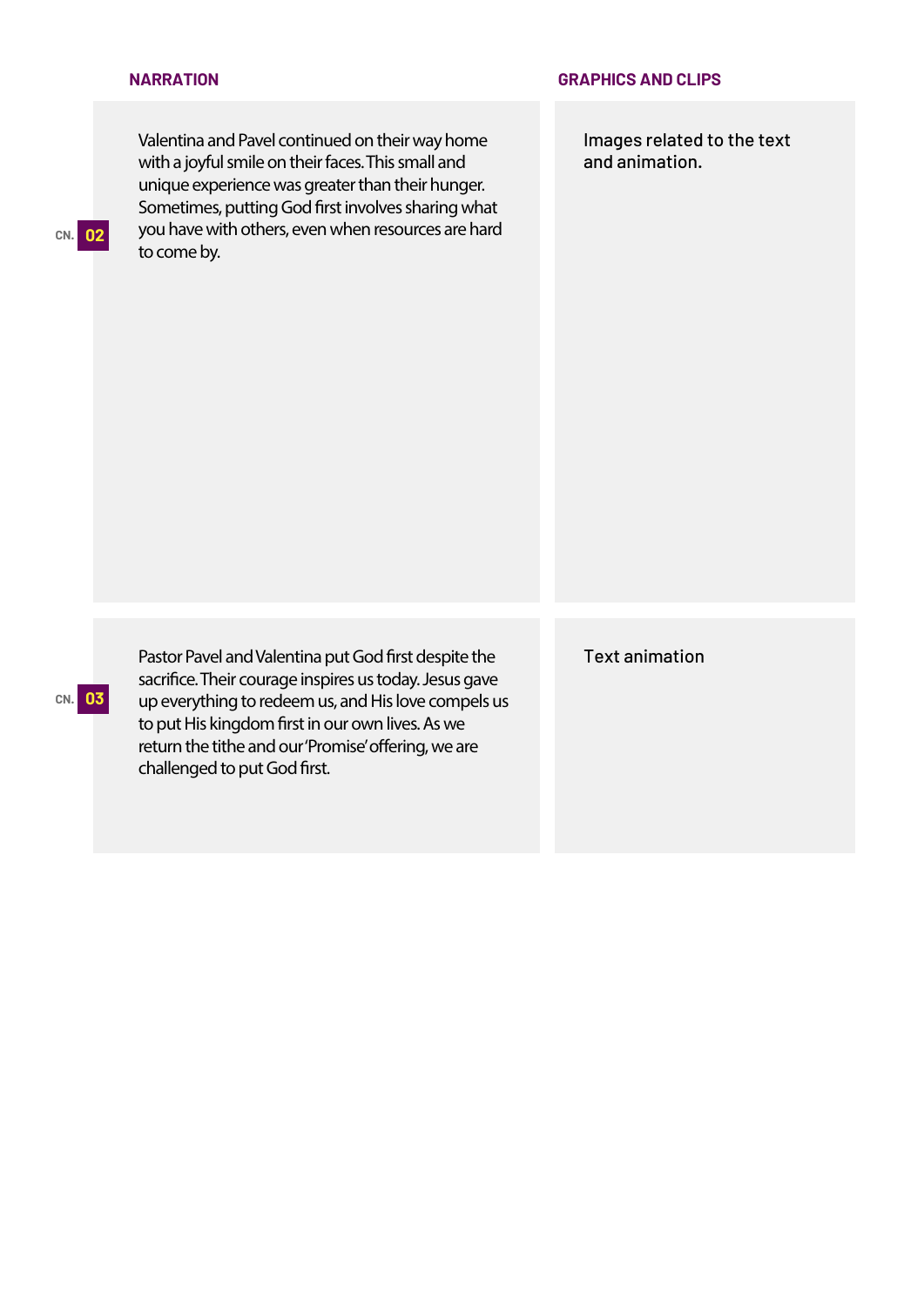| CN. | NARRATION | GRAPHICS AND CLIPS |
| --- | --- | --- |
| 02 | Valentina and Pavel continued on their way home with a joyful smile on their faces. This small and unique experience was greater than their hunger. Sometimes, putting God first involves sharing what you have with others, even when resources are hard to come by. | Images related to the text and animation. |
| 03 | Pastor Pavel and Valentina put God first despite the sacrifice. Their courage inspires us today. Jesus gave up everything to redeem us, and His love compels us to put His kingdom first in our own lives. As we return the tithe and our 'Promise' offering, we are challenged to put God first. | Text animation |